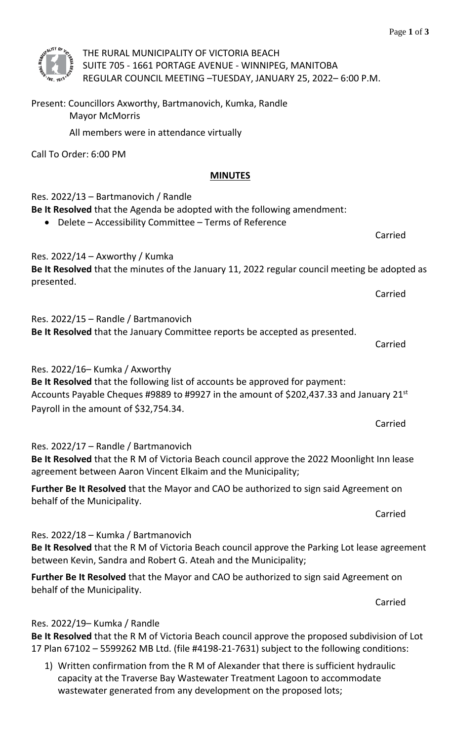THE RURAL MUNICIPALITY OF VICTORIA BEACH
SUITE 705 - 1661 PORTAGE AVENUE - WINNIPEG, MANITOBA
REGULAR COUNCIL MEETING –TUESDAY, JANUARY 25, 2022– 6:00 P.M.

Present: Councillors Axworthy, Bartmanovich, Kumka, Randle
Mayor McMorris

All members were in attendance virtually

Call To Order: 6:00 PM

## **MINUTES**

Res. 2022/13 – Bartmanovich / Randle
**Be It Resolved** that the Agenda be adopted with the following amendment:

- Delete – Accessibility Committee – Terms of Reference

Carried

Res. 2022/14 – Axworthy / Kumka
**Be It Resolved** that the minutes of the January 11, 2022 regular council meeting be adopted as presented.

Carried

Res. 2022/15 – Randle / Bartmanovich
**Be It Resolved** that the January Committee reports be accepted as presented.

Carried

Res. 2022/16– Kumka / Axworthy
**Be It Resolved** that the following list of accounts be approved for payment:
Accounts Payable Cheques #9889 to #9927 in the amount of $202,437.33 and January 21st Payroll in the amount of $32,754.34.

Carried

Res. 2022/17 – Randle / Bartmanovich
**Be It Resolved** that the R M of Victoria Beach council approve the 2022 Moonlight Inn lease agreement between Aaron Vincent Elkaim and the Municipality;

**Further Be It Resolved** that the Mayor and CAO be authorized to sign said Agreement on behalf of the Municipality.

Carried

Res. 2022/18 – Kumka / Bartmanovich
**Be It Resolved** that the R M of Victoria Beach council approve the Parking Lot lease agreement between Kevin, Sandra and Robert G. Ateah and the Municipality;

**Further Be It Resolved** that the Mayor and CAO be authorized to sign said Agreement on behalf of the Municipality.

Carried

Res. 2022/19– Kumka / Randle
**Be It Resolved** that the R M of Victoria Beach council approve the proposed subdivision of Lot 17 Plan 67102 – 5599262 MB Ltd. (file #4198-21-7631) subject to the following conditions:

1) Written confirmation from the R M of Alexander that there is sufficient hydraulic capacity at the Traverse Bay Wastewater Treatment Lagoon to accommodate wastewater generated from any development on the proposed lots;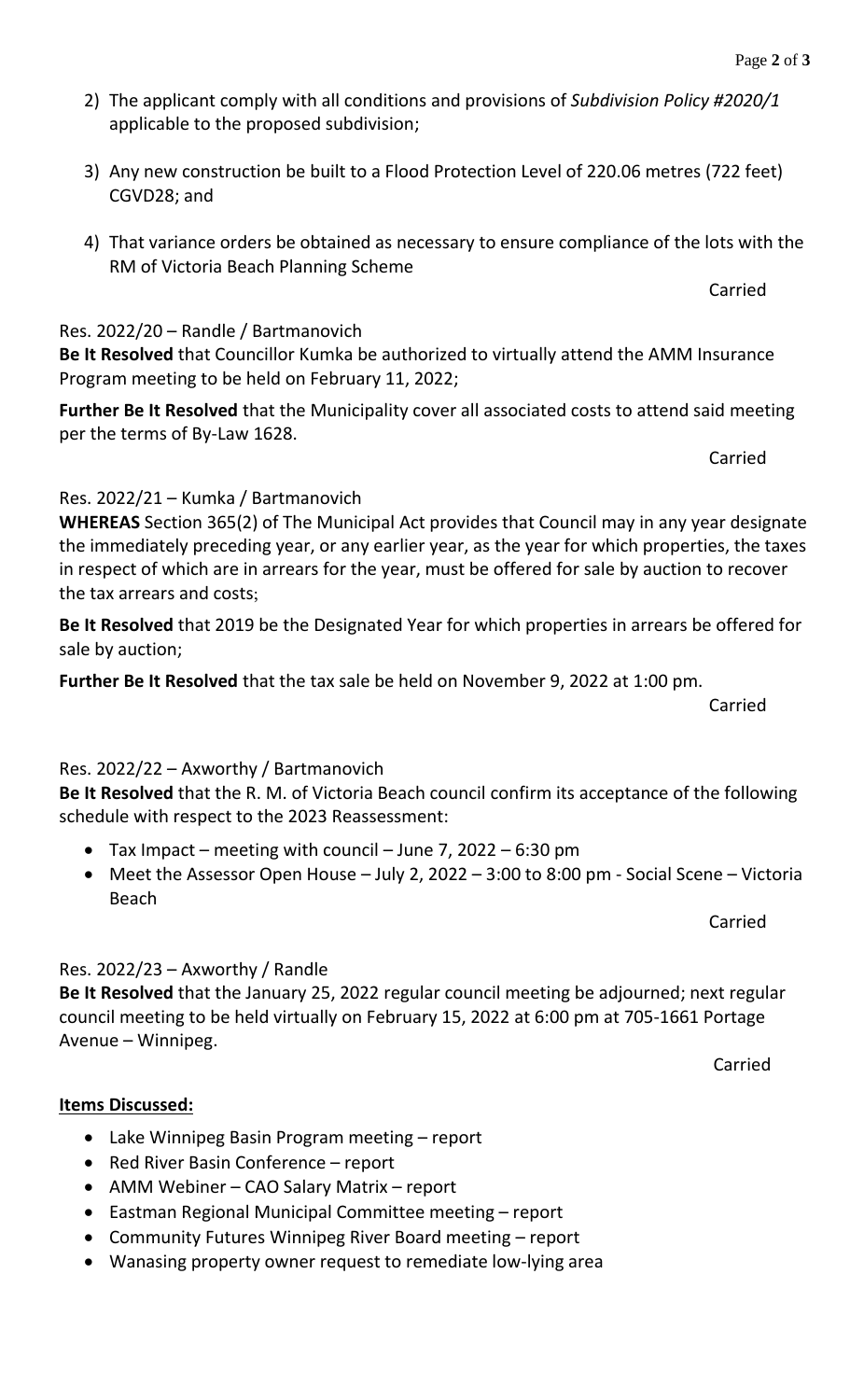2) The applicant comply with all conditions and provisions of *Subdivision Policy #2020/1* applicable to the proposed subdivision;

3) Any new construction be built to a Flood Protection Level of 220.06 metres (722 feet) CGVD28; and

4) That variance orders be obtained as necessary to ensure compliance of the lots with the RM of Victoria Beach Planning Scheme

Carried

Res. 2022/20 – Randle / Bartmanovich
**Be It Resolved** that Councillor Kumka be authorized to virtually attend the AMM Insurance Program meeting to be held on February 11, 2022;

**Further Be It Resolved** that the Municipality cover all associated costs to attend said meeting per the terms of By-Law 1628.

Carried

Res. 2022/21 – Kumka / Bartmanovich
**WHEREAS** Section 365(2) of The Municipal Act provides that Council may in any year designate the immediately preceding year, or any earlier year, as the year for which properties, the taxes in respect of which are in arrears for the year, must be offered for sale by auction to recover the tax arrears and costs;

**Be It Resolved** that 2019 be the Designated Year for which properties in arrears be offered for sale by auction;

**Further Be It Resolved** that the tax sale be held on November 9, 2022 at 1:00 pm.

Carried

Res. 2022/22 – Axworthy / Bartmanovich
**Be It Resolved** that the R. M. of Victoria Beach council confirm its acceptance of the following schedule with respect to the 2023 Reassessment:

- Tax Impact – meeting with council – June 7, 2022 – 6:30 pm
- Meet the Assessor Open House – July 2, 2022 – 3:00 to 8:00 pm - Social Scene – Victoria Beach

Carried

Res. 2022/23 – Axworthy / Randle
**Be It Resolved** that the January 25, 2022 regular council meeting be adjourned; next regular council meeting to be held virtually on February 15, 2022 at 6:00 pm at 705-1661 Portage Avenue – Winnipeg.

Carried

**Items Discussed:**

- Lake Winnipeg Basin Program meeting – report
- Red River Basin Conference – report
- AMM Webiner – CAO Salary Matrix – report
- Eastman Regional Municipal Committee meeting – report
- Community Futures Winnipeg River Board meeting – report
- Wanasing property owner request to remediate low-lying area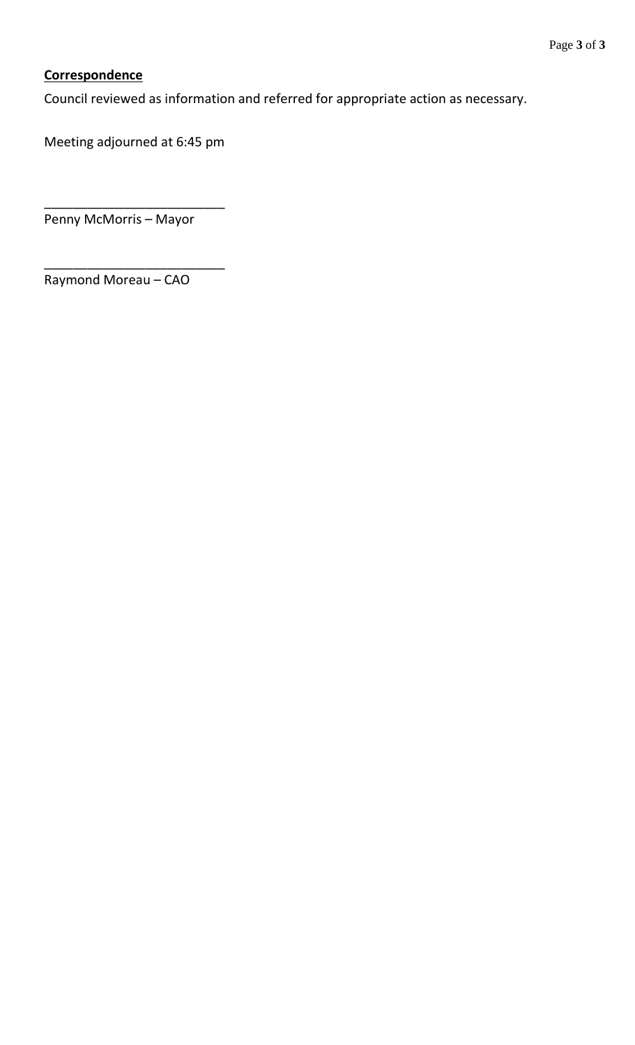**Correspondence**

Council reviewed as information and referred for appropriate action as necessary.

Meeting adjourned at 6:45 pm

_________________________
Penny McMorris – Mayor

_________________________
Raymond Moreau – CAO